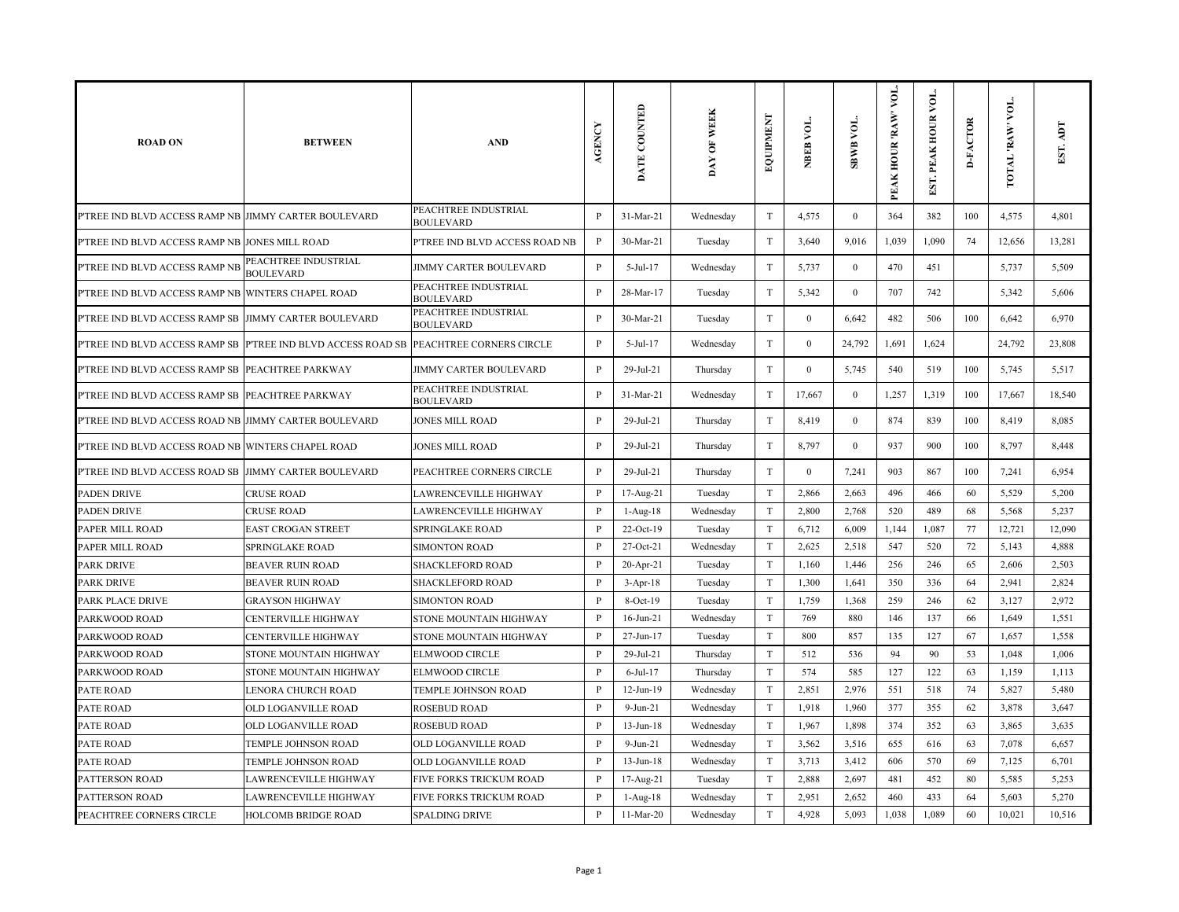| ROAD ON | BETWEEN | AND | AGENCY | DATE COUNTED | DAY OF WEEK | EQUIPMENT | NBEB VOL. | SBWB VOL. | PEAK HOUR 'RAW' VOL. | EST. PEAK HOUR VOL. | D-FACTOR | TOTAL 'RAW' VOL. | EST. ADT |
|---|---|---|---|---|---|---|---|---|---|---|---|---|---|
| P'TREE IND BLVD ACCESS RAMP NB | JIMMY CARTER BOULEVARD | PEACHTREE INDUSTRIAL BOULEVARD | P | 31-Mar-21 | Wednesday | T | 4,575 | 0 | 364 | 382 | 100 | 4,575 | 4,801 |
| P'TREE IND BLVD ACCESS RAMP NB | JONES MILL ROAD | P'TREE IND BLVD ACCESS ROAD NB | P | 30-Mar-21 | Tuesday | T | 3,640 | 9,016 | 1,039 | 1,090 | 74 | 12,656 | 13,281 |
| P'TREE IND BLVD ACCESS RAMP NB | PEACHTREE INDUSTRIAL BOULEVARD | JIMMY CARTER BOULEVARD | P | 5-Jul-17 | Wednesday | T | 5,737 | 0 | 470 | 451 | | 5,737 | 5,509 |
| P'TREE IND BLVD ACCESS RAMP NB | WINTERS CHAPEL ROAD | PEACHTREE INDUSTRIAL BOULEVARD | P | 28-Mar-17 | Tuesday | T | 5,342 | 0 | 707 | 742 | | 5,342 | 5,606 |
| P'TREE IND BLVD ACCESS RAMP SB | JIMMY CARTER BOULEVARD | PEACHTREE INDUSTRIAL BOULEVARD | P | 30-Mar-21 | Tuesday | T | 0 | 6,642 | 482 | 506 | 100 | 6,642 | 6,970 |
| P'TREE IND BLVD ACCESS RAMP SB | P'TREE IND BLVD ACCESS ROAD SB | PEACHTREE CORNERS CIRCLE | P | 5-Jul-17 | Wednesday | T | 0 | 24,792 | 1,691 | 1,624 | | 24,792 | 23,808 |
| P'TREE IND BLVD ACCESS RAMP SB | PEACHTREE PARKWAY | JIMMY CARTER BOULEVARD | P | 29-Jul-21 | Thursday | T | 0 | 5,745 | 540 | 519 | 100 | 5,745 | 5,517 |
| P'TREE IND BLVD ACCESS RAMP SB | PEACHTREE PARKWAY | PEACHTREE INDUSTRIAL BOULEVARD | P | 31-Mar-21 | Wednesday | T | 17,667 | 0 | 1,257 | 1,319 | 100 | 17,667 | 18,540 |
| P'TREE IND BLVD ACCESS ROAD NB | JIMMY CARTER BOULEVARD | JONES MILL ROAD | P | 29-Jul-21 | Thursday | T | 8,419 | 0 | 874 | 839 | 100 | 8,419 | 8,085 |
| P'TREE IND BLVD ACCESS ROAD NB | WINTERS CHAPEL ROAD | JONES MILL ROAD | P | 29-Jul-21 | Thursday | T | 8,797 | 0 | 937 | 900 | 100 | 8,797 | 8,448 |
| P'TREE IND BLVD ACCESS ROAD SB | JIMMY CARTER BOULEVARD | PEACHTREE CORNERS CIRCLE | P | 29-Jul-21 | Thursday | T | 0 | 7,241 | 903 | 867 | 100 | 7,241 | 6,954 |
| PADEN DRIVE | CRUSE ROAD | LAWRENCEVILLE HIGHWAY | P | 17-Aug-21 | Tuesday | T | 2,866 | 2,663 | 496 | 466 | 60 | 5,529 | 5,200 |
| PADEN DRIVE | CRUSE ROAD | LAWRENCEVILLE HIGHWAY | P | 1-Aug-18 | Wednesday | T | 2,800 | 2,768 | 520 | 489 | 68 | 5,568 | 5,237 |
| PAPER MILL ROAD | EAST CROGAN STREET | SPRINGLAKE ROAD | P | 22-Oct-19 | Tuesday | T | 6,712 | 6,009 | 1,144 | 1,087 | 77 | 12,721 | 12,090 |
| PAPER MILL ROAD | SPRINGLAKE ROAD | SIMONTON ROAD | P | 27-Oct-21 | Wednesday | T | 2,625 | 2,518 | 547 | 520 | 72 | 5,143 | 4,888 |
| PARK DRIVE | BEAVER RUIN ROAD | SHACKLEFORD ROAD | P | 20-Apr-21 | Tuesday | T | 1,160 | 1,446 | 256 | 246 | 65 | 2,606 | 2,503 |
| PARK DRIVE | BEAVER RUIN ROAD | SHACKLEFORD ROAD | P | 3-Apr-18 | Tuesday | T | 1,300 | 1,641 | 350 | 336 | 64 | 2,941 | 2,824 |
| PARK PLACE DRIVE | GRAYSON HIGHWAY | SIMONTON ROAD | P | 8-Oct-19 | Tuesday | T | 1,759 | 1,368 | 259 | 246 | 62 | 3,127 | 2,972 |
| PARKWOOD ROAD | CENTERVILLE HIGHWAY | STONE MOUNTAIN HIGHWAY | P | 16-Jun-21 | Wednesday | T | 769 | 880 | 146 | 137 | 66 | 1,649 | 1,551 |
| PARKWOOD ROAD | CENTERVILLE HIGHWAY | STONE MOUNTAIN HIGHWAY | P | 27-Jun-17 | Tuesday | T | 800 | 857 | 135 | 127 | 67 | 1,657 | 1,558 |
| PARKWOOD ROAD | STONE MOUNTAIN HIGHWAY | ELMWOOD CIRCLE | P | 29-Jul-21 | Thursday | T | 512 | 536 | 94 | 90 | 53 | 1,048 | 1,006 |
| PARKWOOD ROAD | STONE MOUNTAIN HIGHWAY | ELMWOOD CIRCLE | P | 6-Jul-17 | Thursday | T | 574 | 585 | 127 | 122 | 63 | 1,159 | 1,113 |
| PATE ROAD | LENORA CHURCH ROAD | TEMPLE JOHNSON ROAD | P | 12-Jun-19 | Wednesday | T | 2,851 | 2,976 | 551 | 518 | 74 | 5,827 | 5,480 |
| PATE ROAD | OLD LOGANVILLE ROAD | ROSEBUD ROAD | P | 9-Jun-21 | Wednesday | T | 1,918 | 1,960 | 377 | 355 | 62 | 3,878 | 3,647 |
| PATE ROAD | OLD LOGANVILLE ROAD | ROSEBUD ROAD | P | 13-Jun-18 | Wednesday | T | 1,967 | 1,898 | 374 | 352 | 63 | 3,865 | 3,635 |
| PATE ROAD | TEMPLE JOHNSON ROAD | OLD LOGANVILLE ROAD | P | 9-Jun-21 | Wednesday | T | 3,562 | 3,516 | 655 | 616 | 63 | 7,078 | 6,657 |
| PATE ROAD | TEMPLE JOHNSON ROAD | OLD LOGANVILLE ROAD | P | 13-Jun-18 | Wednesday | T | 3,713 | 3,412 | 606 | 570 | 69 | 7,125 | 6,701 |
| PATTERSON ROAD | LAWRENCEVILLE HIGHWAY | FIVE FORKS TRICKUM ROAD | P | 17-Aug-21 | Tuesday | T | 2,888 | 2,697 | 481 | 452 | 80 | 5,585 | 5,253 |
| PATTERSON ROAD | LAWRENCEVILLE HIGHWAY | FIVE FORKS TRICKUM ROAD | P | 1-Aug-18 | Wednesday | T | 2,951 | 2,652 | 460 | 433 | 64 | 5,603 | 5,270 |
| PEACHTREE CORNERS CIRCLE | HOLCOMB BRIDGE ROAD | SPALDING DRIVE | P | 11-Mar-20 | Wednesday | T | 4,928 | 5,093 | 1,038 | 1,089 | 60 | 10,021 | 10,516 |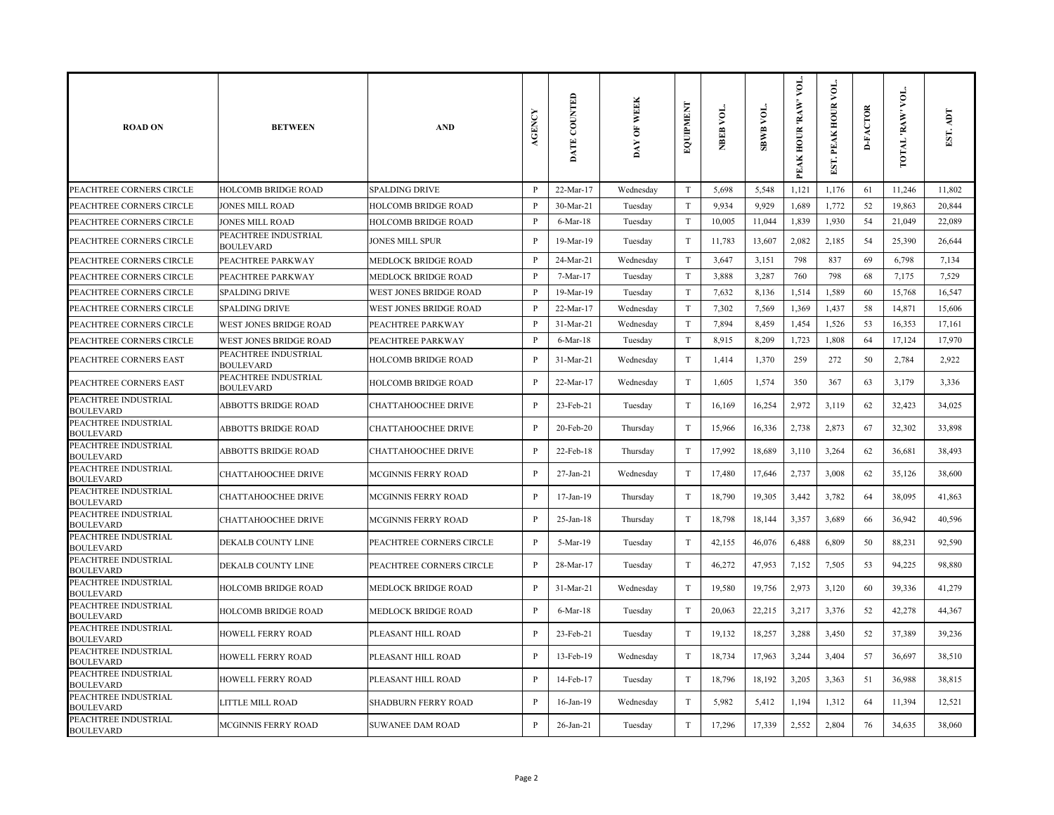| ROAD ON | BETWEEN | AND | AGENCY | DATE COUNTED | DAY OF WEEK | EQUIPMENT | NBEB VOL. | SBWB VOL. | PEAK HOUR 'RAW' VOL. | EST. PEAK HOUR VOL. | D-FACTOR | TOTAL 'RAW' VOL. | EST. ADT |
|---|---|---|---|---|---|---|---|---|---|---|---|---|---|
| PEACHTREE CORNERS CIRCLE | HOLCOMB BRIDGE ROAD | SPALDING DRIVE | P | 22-Mar-17 | Wednesday | T | 5,698 | 5,548 | 1,121 | 1,176 | 61 | 11,246 | 11,802 |
| PEACHTREE CORNERS CIRCLE | JONES MILL ROAD | HOLCOMB BRIDGE ROAD | P | 30-Mar-21 | Tuesday | T | 9,934 | 9,929 | 1,689 | 1,772 | 52 | 19,863 | 20,844 |
| PEACHTREE CORNERS CIRCLE | JONES MILL ROAD | HOLCOMB BRIDGE ROAD | P | 6-Mar-18 | Tuesday | T | 10,005 | 11,044 | 1,839 | 1,930 | 54 | 21,049 | 22,089 |
| PEACHTREE CORNERS CIRCLE | PEACHTREE INDUSTRIAL BOULEVARD | JONES MILL SPUR | P | 19-Mar-19 | Tuesday | T | 11,783 | 13,607 | 2,082 | 2,185 | 54 | 25,390 | 26,644 |
| PEACHTREE CORNERS CIRCLE | PEACHTREE PARKWAY | MEDLOCK BRIDGE ROAD | P | 24-Mar-21 | Wednesday | T | 3,647 | 3,151 | 798 | 837 | 69 | 6,798 | 7,134 |
| PEACHTREE CORNERS CIRCLE | PEACHTREE PARKWAY | MEDLOCK BRIDGE ROAD | P | 7-Mar-17 | Tuesday | T | 3,888 | 3,287 | 760 | 798 | 68 | 7,175 | 7,529 |
| PEACHTREE CORNERS CIRCLE | SPALDING DRIVE | WEST JONES BRIDGE ROAD | P | 19-Mar-19 | Tuesday | T | 7,632 | 8,136 | 1,514 | 1,589 | 60 | 15,768 | 16,547 |
| PEACHTREE CORNERS CIRCLE | SPALDING DRIVE | WEST JONES BRIDGE ROAD | P | 22-Mar-17 | Wednesday | T | 7,302 | 7,569 | 1,369 | 1,437 | 58 | 14,871 | 15,606 |
| PEACHTREE CORNERS CIRCLE | WEST JONES BRIDGE ROAD | PEACHTREE PARKWAY | P | 31-Mar-21 | Wednesday | T | 7,894 | 8,459 | 1,454 | 1,526 | 53 | 16,353 | 17,161 |
| PEACHTREE CORNERS CIRCLE | WEST JONES BRIDGE ROAD | PEACHTREE PARKWAY | P | 6-Mar-18 | Tuesday | T | 8,915 | 8,209 | 1,723 | 1,808 | 64 | 17,124 | 17,970 |
| PEACHTREE CORNERS EAST | PEACHTREE INDUSTRIAL BOULEVARD | HOLCOMB BRIDGE ROAD | P | 31-Mar-21 | Wednesday | T | 1,414 | 1,370 | 259 | 272 | 50 | 2,784 | 2,922 |
| PEACHTREE CORNERS EAST | PEACHTREE INDUSTRIAL BOULEVARD | HOLCOMB BRIDGE ROAD | P | 22-Mar-17 | Wednesday | T | 1,605 | 1,574 | 350 | 367 | 63 | 3,179 | 3,336 |
| PEACHTREE INDUSTRIAL BOULEVARD | ABBOTTS BRIDGE ROAD | CHATTAHOOCHEE DRIVE | P | 23-Feb-21 | Tuesday | T | 16,169 | 16,254 | 2,972 | 3,119 | 62 | 32,423 | 34,025 |
| PEACHTREE INDUSTRIAL BOULEVARD | ABBOTTS BRIDGE ROAD | CHATTAHOOCHEE DRIVE | P | 20-Feb-20 | Thursday | T | 15,966 | 16,336 | 2,738 | 2,873 | 67 | 32,302 | 33,898 |
| PEACHTREE INDUSTRIAL BOULEVARD | ABBOTTS BRIDGE ROAD | CHATTAHOOCHEE DRIVE | P | 22-Feb-18 | Thursday | T | 17,992 | 18,689 | 3,110 | 3,264 | 62 | 36,681 | 38,493 |
| PEACHTREE INDUSTRIAL BOULEVARD | CHATTAHOOCHEE DRIVE | MCGINNIS FERRY ROAD | P | 27-Jan-21 | Wednesday | T | 17,480 | 17,646 | 2,737 | 3,008 | 62 | 35,126 | 38,600 |
| PEACHTREE INDUSTRIAL BOULEVARD | CHATTAHOOCHEE DRIVE | MCGINNIS FERRY ROAD | P | 17-Jan-19 | Thursday | T | 18,790 | 19,305 | 3,442 | 3,782 | 64 | 38,095 | 41,863 |
| PEACHTREE INDUSTRIAL BOULEVARD | CHATTAHOOCHEE DRIVE | MCGINNIS FERRY ROAD | P | 25-Jan-18 | Thursday | T | 18,798 | 18,144 | 3,357 | 3,689 | 66 | 36,942 | 40,596 |
| PEACHTREE INDUSTRIAL BOULEVARD | DEKALB COUNTY LINE | PEACHTREE CORNERS CIRCLE | P | 5-Mar-19 | Tuesday | T | 42,155 | 46,076 | 6,488 | 6,809 | 50 | 88,231 | 92,590 |
| PEACHTREE INDUSTRIAL BOULEVARD | DEKALB COUNTY LINE | PEACHTREE CORNERS CIRCLE | P | 28-Mar-17 | Tuesday | T | 46,272 | 47,953 | 7,152 | 7,505 | 53 | 94,225 | 98,880 |
| PEACHTREE INDUSTRIAL BOULEVARD | HOLCOMB BRIDGE ROAD | MEDLOCK BRIDGE ROAD | P | 31-Mar-21 | Wednesday | T | 19,580 | 19,756 | 2,973 | 3,120 | 60 | 39,336 | 41,279 |
| PEACHTREE INDUSTRIAL BOULEVARD | HOLCOMB BRIDGE ROAD | MEDLOCK BRIDGE ROAD | P | 6-Mar-18 | Tuesday | T | 20,063 | 22,215 | 3,217 | 3,376 | 52 | 42,278 | 44,367 |
| PEACHTREE INDUSTRIAL BOULEVARD | HOWELL FERRY ROAD | PLEASANT HILL ROAD | P | 23-Feb-21 | Tuesday | T | 19,132 | 18,257 | 3,288 | 3,450 | 52 | 37,389 | 39,236 |
| PEACHTREE INDUSTRIAL BOULEVARD | HOWELL FERRY ROAD | PLEASANT HILL ROAD | P | 13-Feb-19 | Wednesday | T | 18,734 | 17,963 | 3,244 | 3,404 | 57 | 36,697 | 38,510 |
| PEACHTREE INDUSTRIAL BOULEVARD | HOWELL FERRY ROAD | PLEASANT HILL ROAD | P | 14-Feb-17 | Tuesday | T | 18,796 | 18,192 | 3,205 | 3,363 | 51 | 36,988 | 38,815 |
| PEACHTREE INDUSTRIAL BOULEVARD | LITTLE MILL ROAD | SHADBURN FERRY ROAD | P | 16-Jan-19 | Wednesday | T | 5,982 | 5,412 | 1,194 | 1,312 | 64 | 11,394 | 12,521 |
| PEACHTREE INDUSTRIAL BOULEVARD | MCGINNIS FERRY ROAD | SUWANEE DAM ROAD | P | 26-Jan-21 | Tuesday | T | 17,296 | 17,339 | 2,552 | 2,804 | 76 | 34,635 | 38,060 |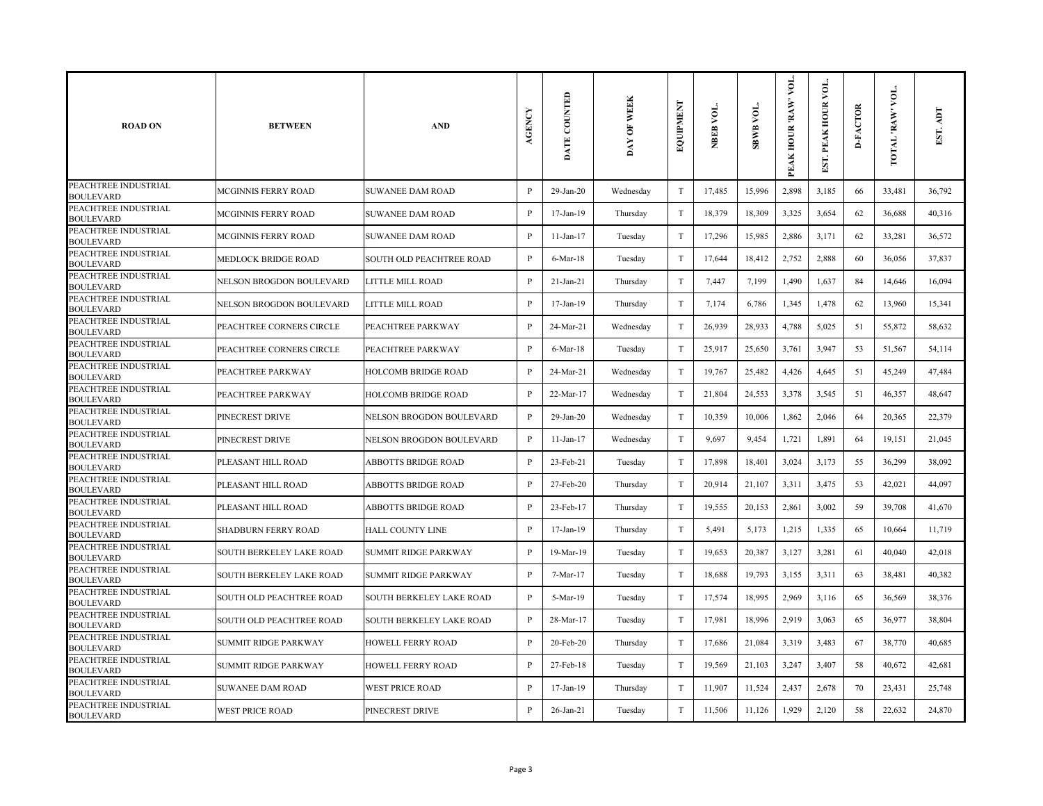| ROAD ON | BETWEEN | AND | AGENCY | DATE COUNTED | DAY OF WEEK | EQUIPMENT | NBEB VOL. | SBWB VOL. | PEAK HOUR 'RAW' VOL. | EST. PEAK HOUR VOL. | D-FACTOR | TOTAL 'RAW' VOL. | EST. ADT |
|---|---|---|---|---|---|---|---|---|---|---|---|---|---|
| PEACHTREE INDUSTRIAL BOULEVARD | MCGINNIS FERRY ROAD | SUWANEE DAM ROAD | P | 29-Jan-20 | Wednesday | T | 17,485 | 15,996 | 2,898 | 3,185 | 66 | 33,481 | 36,792 |
| PEACHTREE INDUSTRIAL BOULEVARD | MCGINNIS FERRY ROAD | SUWANEE DAM ROAD | P | 17-Jan-19 | Thursday | T | 18,379 | 18,309 | 3,325 | 3,654 | 62 | 36,688 | 40,316 |
| PEACHTREE INDUSTRIAL BOULEVARD | MCGINNIS FERRY ROAD | SUWANEE DAM ROAD | P | 11-Jan-17 | Tuesday | T | 17,296 | 15,985 | 2,886 | 3,171 | 62 | 33,281 | 36,572 |
| PEACHTREE INDUSTRIAL BOULEVARD | MEDLOCK BRIDGE ROAD | SOUTH OLD PEACHTREE ROAD | P | 6-Mar-18 | Tuesday | T | 17,644 | 18,412 | 2,752 | 2,888 | 60 | 36,056 | 37,837 |
| PEACHTREE INDUSTRIAL BOULEVARD | NELSON BROGDON BOULEVARD | LITTLE MILL ROAD | P | 21-Jan-21 | Thursday | T | 7,447 | 7,199 | 1,490 | 1,637 | 84 | 14,646 | 16,094 |
| PEACHTREE INDUSTRIAL BOULEVARD | NELSON BROGDON BOULEVARD | LITTLE MILL ROAD | P | 17-Jan-19 | Thursday | T | 7,174 | 6,786 | 1,345 | 1,478 | 62 | 13,960 | 15,341 |
| PEACHTREE INDUSTRIAL BOULEVARD | PEACHTREE CORNERS CIRCLE | PEACHTREE PARKWAY | P | 24-Mar-21 | Wednesday | T | 26,939 | 28,933 | 4,788 | 5,025 | 51 | 55,872 | 58,632 |
| PEACHTREE INDUSTRIAL BOULEVARD | PEACHTREE CORNERS CIRCLE | PEACHTREE PARKWAY | P | 6-Mar-18 | Tuesday | T | 25,917 | 25,650 | 3,761 | 3,947 | 53 | 51,567 | 54,114 |
| PEACHTREE INDUSTRIAL BOULEVARD | PEACHTREE PARKWAY | HOLCOMB BRIDGE ROAD | P | 24-Mar-21 | Wednesday | T | 19,767 | 25,482 | 4,426 | 4,645 | 51 | 45,249 | 47,484 |
| PEACHTREE INDUSTRIAL BOULEVARD | PEACHTREE PARKWAY | HOLCOMB BRIDGE ROAD | P | 22-Mar-17 | Wednesday | T | 21,804 | 24,553 | 3,378 | 3,545 | 51 | 46,357 | 48,647 |
| PEACHTREE INDUSTRIAL BOULEVARD | PINECREST DRIVE | NELSON BROGDON BOULEVARD | P | 29-Jan-20 | Wednesday | T | 10,359 | 10,006 | 1,862 | 2,046 | 64 | 20,365 | 22,379 |
| PEACHTREE INDUSTRIAL BOULEVARD | PINECREST DRIVE | NELSON BROGDON BOULEVARD | P | 11-Jan-17 | Wednesday | T | 9,697 | 9,454 | 1,721 | 1,891 | 64 | 19,151 | 21,045 |
| PEACHTREE INDUSTRIAL BOULEVARD | PLEASANT HILL ROAD | ABBOTTS BRIDGE ROAD | P | 23-Feb-21 | Tuesday | T | 17,898 | 18,401 | 3,024 | 3,173 | 55 | 36,299 | 38,092 |
| PEACHTREE INDUSTRIAL BOULEVARD | PLEASANT HILL ROAD | ABBOTTS BRIDGE ROAD | P | 27-Feb-20 | Thursday | T | 20,914 | 21,107 | 3,311 | 3,475 | 53 | 42,021 | 44,097 |
| PEACHTREE INDUSTRIAL BOULEVARD | PLEASANT HILL ROAD | ABBOTTS BRIDGE ROAD | P | 23-Feb-17 | Thursday | T | 19,555 | 20,153 | 2,861 | 3,002 | 59 | 39,708 | 41,670 |
| PEACHTREE INDUSTRIAL BOULEVARD | SHADBURN FERRY ROAD | HALL COUNTY LINE | P | 17-Jan-19 | Thursday | T | 5,491 | 5,173 | 1,215 | 1,335 | 65 | 10,664 | 11,719 |
| PEACHTREE INDUSTRIAL BOULEVARD | SOUTH BERKELEY LAKE ROAD | SUMMIT RIDGE PARKWAY | P | 19-Mar-19 | Tuesday | T | 19,653 | 20,387 | 3,127 | 3,281 | 61 | 40,040 | 42,018 |
| PEACHTREE INDUSTRIAL BOULEVARD | SOUTH BERKELEY LAKE ROAD | SUMMIT RIDGE PARKWAY | P | 7-Mar-17 | Tuesday | T | 18,688 | 19,793 | 3,155 | 3,311 | 63 | 38,481 | 40,382 |
| PEACHTREE INDUSTRIAL BOULEVARD | SOUTH OLD PEACHTREE ROAD | SOUTH BERKELEY LAKE ROAD | P | 5-Mar-19 | Tuesday | T | 17,574 | 18,995 | 2,969 | 3,116 | 65 | 36,569 | 38,376 |
| PEACHTREE INDUSTRIAL BOULEVARD | SOUTH OLD PEACHTREE ROAD | SOUTH BERKELEY LAKE ROAD | P | 28-Mar-17 | Tuesday | T | 17,981 | 18,996 | 2,919 | 3,063 | 65 | 36,977 | 38,804 |
| PEACHTREE INDUSTRIAL BOULEVARD | SUMMIT RIDGE PARKWAY | HOWELL FERRY ROAD | P | 20-Feb-20 | Thursday | T | 17,686 | 21,084 | 3,319 | 3,483 | 67 | 38,770 | 40,685 |
| PEACHTREE INDUSTRIAL BOULEVARD | SUMMIT RIDGE PARKWAY | HOWELL FERRY ROAD | P | 27-Feb-18 | Tuesday | T | 19,569 | 21,103 | 3,247 | 3,407 | 58 | 40,672 | 42,681 |
| PEACHTREE INDUSTRIAL BOULEVARD | SUWANEE DAM ROAD | WEST PRICE ROAD | P | 17-Jan-19 | Thursday | T | 11,907 | 11,524 | 2,437 | 2,678 | 70 | 23,431 | 25,748 |
| PEACHTREE INDUSTRIAL BOULEVARD | WEST PRICE ROAD | PINECREST DRIVE | P | 26-Jan-21 | Tuesday | T | 11,506 | 11,126 | 1,929 | 2,120 | 58 | 22,632 | 24,870 |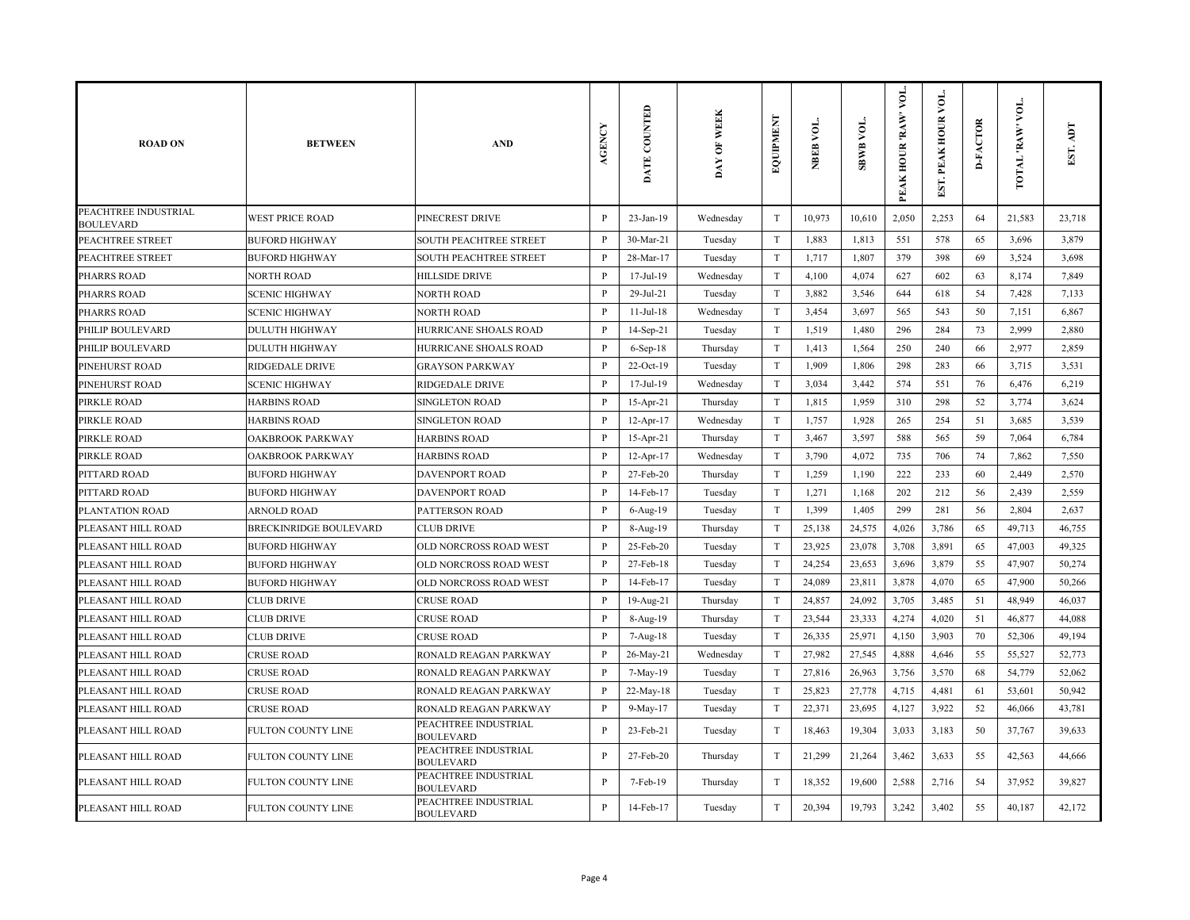| ROAD ON | BETWEEN | AND | AGENCY | DATE COUNTED | DAY OF WEEK | EQUIPMENT | NBEB VOL. | SBWB VOL. | PEAK HOUR 'RAW' VOL. | EST. PEAK HOUR VOL. | D-FACTOR | TOTAL 'RAW' VOL. | EST. ADT |
|---|---|---|---|---|---|---|---|---|---|---|---|---|---|
| PEACHTREE INDUSTRIAL BOULEVARD | WEST PRICE ROAD | PINECREST DRIVE | P | 23-Jan-19 | Wednesday | T | 10,973 | 10,610 | 2,050 | 2,253 | 64 | 21,583 | 23,718 |
| PEACHTREE STREET | BUFORD HIGHWAY | SOUTH PEACHTREE STREET | P | 30-Mar-21 | Tuesday | T | 1,883 | 1,813 | 551 | 578 | 65 | 3,696 | 3,879 |
| PEACHTREE STREET | BUFORD HIGHWAY | SOUTH PEACHTREE STREET | P | 28-Mar-17 | Tuesday | T | 1,717 | 1,807 | 379 | 398 | 69 | 3,524 | 3,698 |
| PHARRS ROAD | NORTH ROAD | HILLSIDE DRIVE | P | 17-Jul-19 | Wednesday | T | 4,100 | 4,074 | 627 | 602 | 63 | 8,174 | 7,849 |
| PHARRS ROAD | SCENIC HIGHWAY | NORTH ROAD | P | 29-Jul-21 | Tuesday | T | 3,882 | 3,546 | 644 | 618 | 54 | 7,428 | 7,133 |
| PHARRS ROAD | SCENIC HIGHWAY | NORTH ROAD | P | 11-Jul-18 | Wednesday | T | 3,454 | 3,697 | 565 | 543 | 50 | 7,151 | 6,867 |
| PHILIP BOULEVARD | DULUTH HIGHWAY | HURRICANE SHOALS ROAD | P | 14-Sep-21 | Tuesday | T | 1,519 | 1,480 | 296 | 284 | 73 | 2,999 | 2,880 |
| PHILIP BOULEVARD | DULUTH HIGHWAY | HURRICANE SHOALS ROAD | P | 6-Sep-18 | Thursday | T | 1,413 | 1,564 | 250 | 240 | 66 | 2,977 | 2,859 |
| PINEHURST ROAD | RIDGEDALE DRIVE | GRAYSON PARKWAY | P | 22-Oct-19 | Tuesday | T | 1,909 | 1,806 | 298 | 283 | 66 | 3,715 | 3,531 |
| PINEHURST ROAD | SCENIC HIGHWAY | RIDGEDALE DRIVE | P | 17-Jul-19 | Wednesday | T | 3,034 | 3,442 | 574 | 551 | 76 | 6,476 | 6,219 |
| PIRKLE ROAD | HARBINS ROAD | SINGLETON ROAD | P | 15-Apr-21 | Thursday | T | 1,815 | 1,959 | 310 | 298 | 52 | 3,774 | 3,624 |
| PIRKLE ROAD | HARBINS ROAD | SINGLETON ROAD | P | 12-Apr-17 | Wednesday | T | 1,757 | 1,928 | 265 | 254 | 51 | 3,685 | 3,539 |
| PIRKLE ROAD | OAKBROOK PARKWAY | HARBINS ROAD | P | 15-Apr-21 | Thursday | T | 3,467 | 3,597 | 588 | 565 | 59 | 7,064 | 6,784 |
| PIRKLE ROAD | OAKBROOK PARKWAY | HARBINS ROAD | P | 12-Apr-17 | Wednesday | T | 3,790 | 4,072 | 735 | 706 | 74 | 7,862 | 7,550 |
| PITTARD ROAD | BUFORD HIGHWAY | DAVENPORT ROAD | P | 27-Feb-20 | Thursday | T | 1,259 | 1,190 | 222 | 233 | 60 | 2,449 | 2,570 |
| PITTARD ROAD | BUFORD HIGHWAY | DAVENPORT ROAD | P | 14-Feb-17 | Tuesday | T | 1,271 | 1,168 | 202 | 212 | 56 | 2,439 | 2,559 |
| PLANTATION ROAD | ARNOLD ROAD | PATTERSON ROAD | P | 6-Aug-19 | Tuesday | T | 1,399 | 1,405 | 299 | 281 | 56 | 2,804 | 2,637 |
| PLEASANT HILL ROAD | BRECKINRIDGE BOULEVARD | CLUB DRIVE | P | 8-Aug-19 | Thursday | T | 25,138 | 24,575 | 4,026 | 3,786 | 65 | 49,713 | 46,755 |
| PLEASANT HILL ROAD | BUFORD HIGHWAY | OLD NORCROSS ROAD WEST | P | 25-Feb-20 | Tuesday | T | 23,925 | 23,078 | 3,708 | 3,891 | 65 | 47,003 | 49,325 |
| PLEASANT HILL ROAD | BUFORD HIGHWAY | OLD NORCROSS ROAD WEST | P | 27-Feb-18 | Tuesday | T | 24,254 | 23,653 | 3,696 | 3,879 | 55 | 47,907 | 50,274 |
| PLEASANT HILL ROAD | BUFORD HIGHWAY | OLD NORCROSS ROAD WEST | P | 14-Feb-17 | Tuesday | T | 24,089 | 23,811 | 3,878 | 4,070 | 65 | 47,900 | 50,266 |
| PLEASANT HILL ROAD | CLUB DRIVE | CRUSE ROAD | P | 19-Aug-21 | Thursday | T | 24,857 | 24,092 | 3,705 | 3,485 | 51 | 48,949 | 46,037 |
| PLEASANT HILL ROAD | CLUB DRIVE | CRUSE ROAD | P | 8-Aug-19 | Thursday | T | 23,544 | 23,333 | 4,274 | 4,020 | 51 | 46,877 | 44,088 |
| PLEASANT HILL ROAD | CLUB DRIVE | CRUSE ROAD | P | 7-Aug-18 | Tuesday | T | 26,335 | 25,971 | 4,150 | 3,903 | 70 | 52,306 | 49,194 |
| PLEASANT HILL ROAD | CRUSE ROAD | RONALD REAGAN PARKWAY | P | 26-May-21 | Wednesday | T | 27,982 | 27,545 | 4,888 | 4,646 | 55 | 55,527 | 52,773 |
| PLEASANT HILL ROAD | CRUSE ROAD | RONALD REAGAN PARKWAY | P | 7-May-19 | Tuesday | T | 27,816 | 26,963 | 3,756 | 3,570 | 68 | 54,779 | 52,062 |
| PLEASANT HILL ROAD | CRUSE ROAD | RONALD REAGAN PARKWAY | P | 22-May-18 | Tuesday | T | 25,823 | 27,778 | 4,715 | 4,481 | 61 | 53,601 | 50,942 |
| PLEASANT HILL ROAD | CRUSE ROAD | RONALD REAGAN PARKWAY | P | 9-May-17 | Tuesday | T | 22,371 | 23,695 | 4,127 | 3,922 | 52 | 46,066 | 43,781 |
| PLEASANT HILL ROAD | FULTON COUNTY LINE | PEACHTREE INDUSTRIAL BOULEVARD | P | 23-Feb-21 | Tuesday | T | 18,463 | 19,304 | 3,033 | 3,183 | 50 | 37,767 | 39,633 |
| PLEASANT HILL ROAD | FULTON COUNTY LINE | PEACHTREE INDUSTRIAL BOULEVARD | P | 27-Feb-20 | Thursday | T | 21,299 | 21,264 | 3,462 | 3,633 | 55 | 42,563 | 44,666 |
| PLEASANT HILL ROAD | FULTON COUNTY LINE | PEACHTREE INDUSTRIAL BOULEVARD | P | 7-Feb-19 | Thursday | T | 18,352 | 19,600 | 2,588 | 2,716 | 54 | 37,952 | 39,827 |
| PLEASANT HILL ROAD | FULTON COUNTY LINE | PEACHTREE INDUSTRIAL BOULEVARD | P | 14-Feb-17 | Tuesday | T | 20,394 | 19,793 | 3,242 | 3,402 | 55 | 40,187 | 42,172 |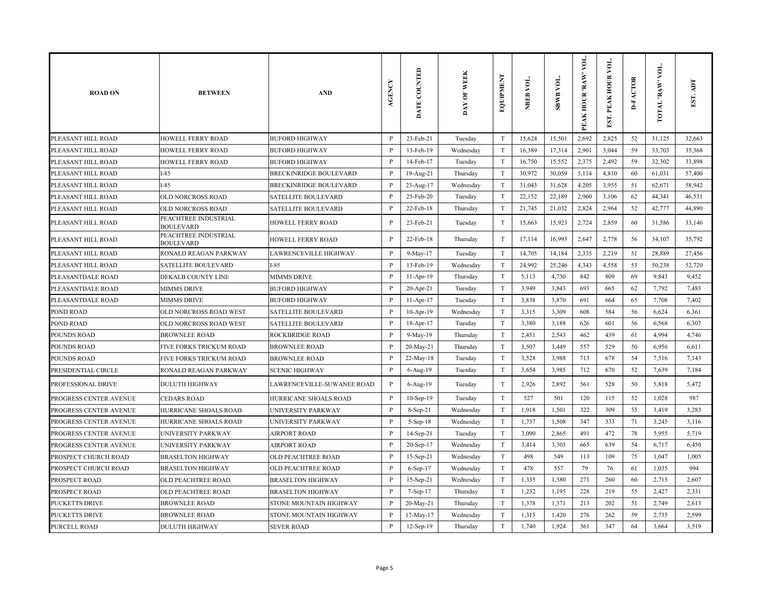| ROAD ON | BETWEEN | AND | AGENCY | DATE COUNTED | DAY OF WEEK | EQUIPMENT | NBEB VOL. | SBWB VOL. | PEAK HOUR 'RAW' VOL. | EST. PEAK HOUR VOL. | D-FACTOR | TOTAL 'RAW' VOL. | EST. ADT |
|---|---|---|---|---|---|---|---|---|---|---|---|---|---|
| PLEASANT HILL ROAD | HOWELL FERRY ROAD | BUFORD HIGHWAY | P | 23-Feb-21 | Tuesday | T | 15,624 | 15,501 | 2,692 | 2,825 | 52 | 31,125 | 32,663 |
| PLEASANT HILL ROAD | HOWELL FERRY ROAD | BUFORD HIGHWAY | P | 13-Feb-19 | Wednesday | T | 16,389 | 17,314 | 2,901 | 3,044 | 59 | 33,703 | 35,368 |
| PLEASANT HILL ROAD | HOWELL FERRY ROAD | BUFORD HIGHWAY | P | 14-Feb-17 | Tuesday | T | 16,750 | 15,552 | 2,375 | 2,492 | 59 | 32,302 | 33,898 |
| PLEASANT HILL ROAD | I-85 | BRECKINRIDGE BOULEVARD | P | 19-Aug-21 | Thursday | T | 30,972 | 30,059 | 5,114 | 4,810 | 60 | 61,031 | 57,400 |
| PLEASANT HILL ROAD | I-85 | BRECKINRIDGE BOULEVARD | P | 23-Aug-17 | Wednesday | T | 31,043 | 31,628 | 4,205 | 3,955 | 51 | 62,671 | 58,942 |
| PLEASANT HILL ROAD | OLD NORCROSS ROAD | SATELLITE BOULEVARD | P | 25-Feb-20 | Tuesday | T | 22,152 | 22,189 | 2,960 | 3,106 | 62 | 44,341 | 46,531 |
| PLEASANT HILL ROAD | OLD NORCROSS ROAD | SATELLITE BOULEVARD | P | 22-Feb-18 | Thursday | T | 21,745 | 21,032 | 2,824 | 2,964 | 52 | 42,777 | 44,890 |
| PLEASANT HILL ROAD | PEACHTREE INDUSTRIAL BOULEVARD | HOWELL FERRY ROAD | P | 23-Feb-21 | Tuesday | T | 15,663 | 15,923 | 2,724 | 2,859 | 60 | 31,586 | 33,146 |
| PLEASANT HILL ROAD | PEACHTREE INDUSTRIAL BOULEVARD | HOWELL FERRY ROAD | P | 22-Feb-18 | Thursday | T | 17,114 | 16,993 | 2,647 | 2,778 | 56 | 34,107 | 35,792 |
| PLEASANT HILL ROAD | RONALD REAGAN PARKWAY | LAWRENCEVILLE HIGHWAY | P | 9-May-17 | Tuesday | T | 14,705 | 14,184 | 2,335 | 2,219 | 51 | 28,889 | 27,456 |
| PLEASANT HILL ROAD | SATELLITE BOULEVARD | I-85 | P | 13-Feb-19 | Wednesday | T | 24,992 | 25,246 | 4,343 | 4,558 | 53 | 50,238 | 52,720 |
| PLEASANTDALE ROAD | DEKALB COUNTY LINE | MIMMS DRIVE | P | 11-Apr-19 | Thursday | T | 5,113 | 4,730 | 842 | 809 | 69 | 9,843 | 9,452 |
| PLEASANTDALE ROAD | MIMMS DRIVE | BUFORD HIGHWAY | P | 20-Apr-21 | Tuesday | T | 3,949 | 3,843 | 693 | 665 | 62 | 7,792 | 7,483 |
| PLEASANTDALE ROAD | MIMMS DRIVE | BUFORD HIGHWAY | P | 11-Apr-17 | Tuesday | T | 3,838 | 3,870 | 691 | 664 | 65 | 7,708 | 7,402 |
| POND ROAD | OLD NORCROSS ROAD WEST | SATELLITE BOULEVARD | P | 10-Apr-19 | Wednesday | T | 3,315 | 3,309 | 608 | 584 | 56 | 6,624 | 6,361 |
| POND ROAD | OLD NORCROSS ROAD WEST | SATELLITE BOULEVARD | P | 18-Apr-17 | Tuesday | T | 3,380 | 3,188 | 626 | 601 | 56 | 6,568 | 6,307 |
| POUNDS ROAD | BROWNLEE ROAD | ROCKBRIDGE ROAD | P | 9-May-19 | Thursday | T | 2,451 | 2,543 | 462 | 439 | 61 | 4,994 | 4,746 |
| POUNDS ROAD | FIVE FORKS TRICKUM ROAD | BROWNLEE ROAD | P | 20-May-21 | Thursday | T | 3,507 | 3,449 | 557 | 529 | 50 | 6,956 | 6,611 |
| POUNDS ROAD | FIVE FORKS TRICKUM ROAD | BROWNLEE ROAD | P | 22-May-18 | Tuesday | T | 3,528 | 3,988 | 713 | 678 | 54 | 7,516 | 7,143 |
| PRESIDENTIAL CIRCLE | RONALD REAGAN PARKWAY | SCENIC HIGHWAY | P | 6-Aug-19 | Tuesday | T | 3,654 | 3,985 | 712 | 670 | 52 | 7,639 | 7,184 |
| PROFESSIONAL DRIVE | DULUTH HIGHWAY | LAWRENCEVILLE-SUWANEE ROAD | P | 6-Aug-19 | Tuesday | T | 2,926 | 2,892 | 561 | 528 | 50 | 5,818 | 5,472 |
| PROGRESS CENTER AVENUE | CEDARS ROAD | HURRICANE SHOALS ROAD | P | 10-Sep-19 | Tuesday | T | 527 | 501 | 120 | 115 | 52 | 1,028 | 987 |
| PROGRESS CENTER AVENUE | HURRICANE SHOALS ROAD | UNIVERSITY PARKWAY | P | 8-Sep-21 | Wednesday | T | 1,918 | 1,501 | 322 | 309 | 55 | 3,419 | 3,283 |
| PROGRESS CENTER AVENUE | HURRICANE SHOALS ROAD | UNIVERSITY PARKWAY | P | 5-Sep-18 | Wednesday | T | 1,737 | 1,508 | 347 | 333 | 71 | 3,245 | 3,116 |
| PROGRESS CENTER AVENUE | UNIVERSITY PARKWAY | AIRPORT ROAD | P | 14-Sep-21 | Tuesday | T | 3,090 | 2,865 | 491 | 472 | 78 | 5,955 | 5,719 |
| PROGRESS CENTER AVENUE | UNIVERSITY PARKWAY | AIRPORT ROAD | P | 20-Sep-17 | Wednesday | T | 3,414 | 3,303 | 665 | 639 | 54 | 6,717 | 6,450 |
| PROSPECT CHURCH ROAD | BRASELTON HIGHWAY | OLD PEACHTREE ROAD | P | 15-Sep-21 | Wednesday | T | 498 | 549 | 113 | 109 | 75 | 1,047 | 1,005 |
| PROSPECT CHURCH ROAD | BRASELTON HIGHWAY | OLD PEACHTREE ROAD | P | 6-Sep-17 | Wednesday | T | 478 | 557 | 79 | 76 | 61 | 1,035 | 994 |
| PROSPECT ROAD | OLD PEACHTREE ROAD | BRASELTON HIGHWAY | P | 15-Sep-21 | Wednesday | T | 1,335 | 1,380 | 271 | 260 | 60 | 2,715 | 2,607 |
| PROSPECT ROAD | OLD PEACHTREE ROAD | BRASELTON HIGHWAY | P | 7-Sep-17 | Thursday | T | 1,232 | 1,195 | 228 | 219 | 55 | 2,427 | 2,331 |
| PUCKETTS DRIVE | BROWNLEE ROAD | STONE MOUNTAIN HIGHWAY | P | 20-May-21 | Thursday | T | 1,378 | 1,371 | 213 | 202 | 51 | 2,749 | 2,613 |
| PUCKETTS DRIVE | BROWNLEE ROAD | STONE MOUNTAIN HIGHWAY | P | 17-May-17 | Wednesday | T | 1,315 | 1,420 | 276 | 262 | 59 | 2,735 | 2,599 |
| PURCELL ROAD | DULUTH HIGHWAY | SEVER ROAD | P | 12-Sep-19 | Thursday | T | 1,740 | 1,924 | 361 | 347 | 64 | 3,664 | 3,519 |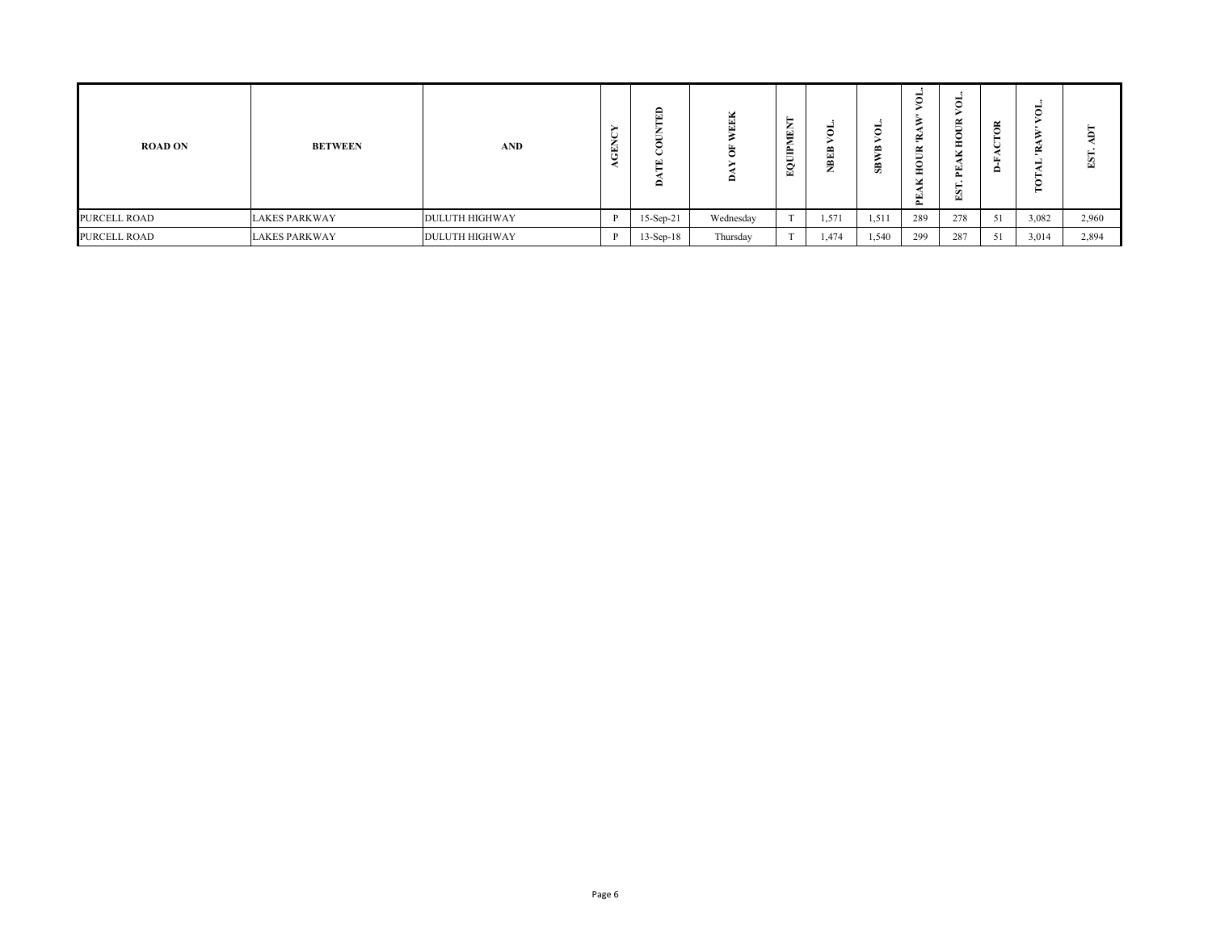| ROAD ON | BETWEEN | AND | AGENCY | DATE COUNTED | DAY OF WEEK | EQUIPMENT | NBEB VOL. | SBWB VOL. | PEAK HOUR 'RAW' VOL. | EST. PEAK HOUR VOL. | D-FACTOR | TOTAL 'RAW' VOL. | EST. ADT |
|---|---|---|---|---|---|---|---|---|---|---|---|---|---|
| PURCELL ROAD | LAKES PARKWAY | DULUTH HIGHWAY | P | 15-Sep-21 | Wednesday | T | 1,571 | 1,511 | 289 | 278 | 51 | 3,082 | 2,960 |
| PURCELL ROAD | LAKES PARKWAY | DULUTH HIGHWAY | P | 13-Sep-18 | Thursday | T | 1,474 | 1,540 | 299 | 287 | 51 | 3,014 | 2,894 |